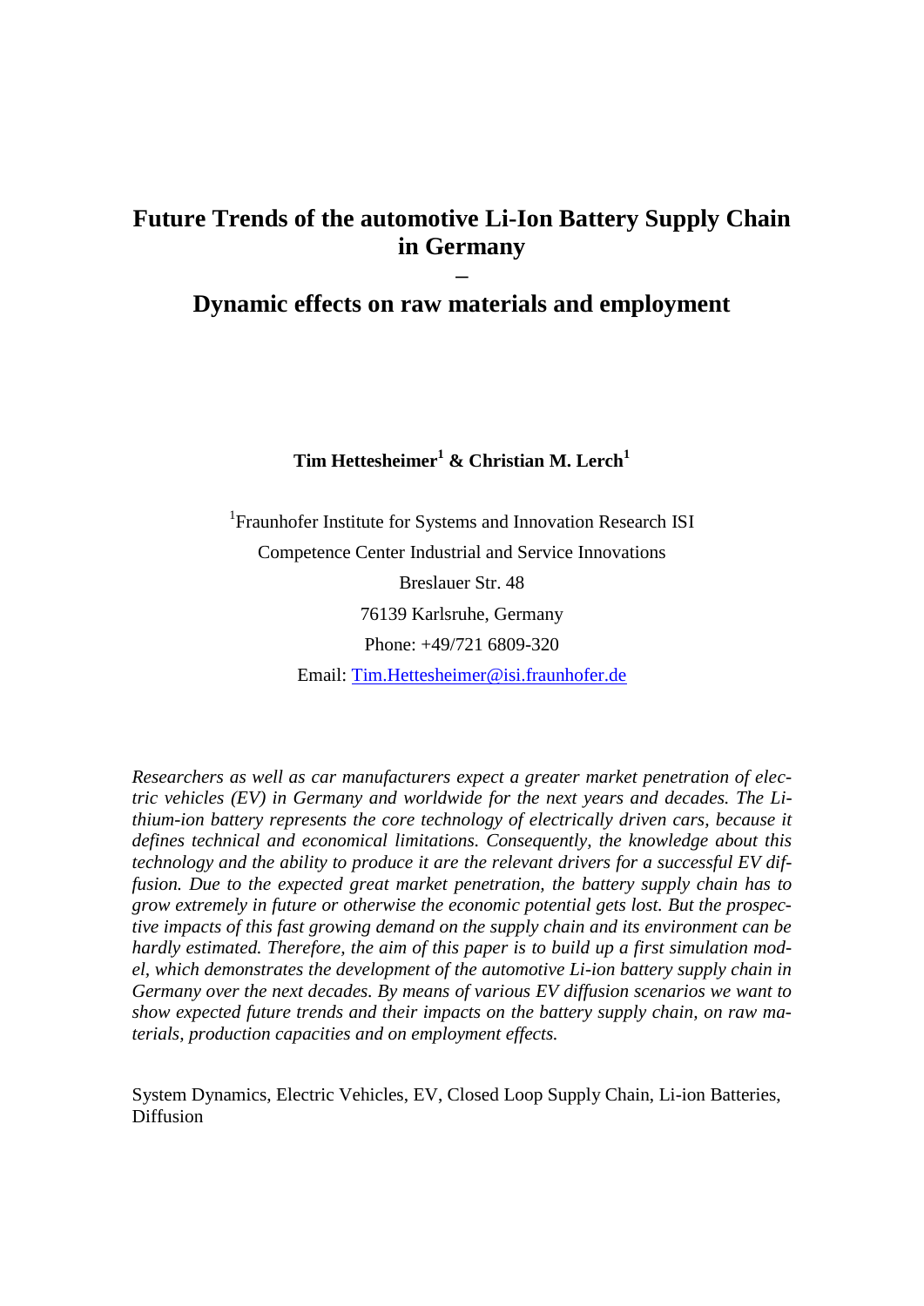# Future Trends of the automotive Li-Ion Battery Supply Chain in Germany – Dynamic effects on raw materials and employment

**Tim Hettesheimer[1] & Christian M. Lerch[1]**

[1]Fraunhofer Institute for Systems and Innovation Research ISI

Competence Center Industrial and Service Innovations

Breslauer Str. 48

76139 Karlsruhe, Germany

Phone: +49/721 6809-320

Email: Tim.Hettesheimer@isi.fraunhofer.de

*Researchers as well as car manufacturers expect a greater market penetration of electric vehicles (EV) in Germany and worldwide for the next years and decades. The Lithium-ion battery represents the core technology of electrically driven cars, because it defines technical and economical limitations. Consequently, the knowledge about this technology and the ability to produce it are the relevant drivers for a successful EV diffusion. Due to the expected great market penetration, the battery supply chain has to grow extremely in future or otherwise the economic potential gets lost. But the prospective impacts of this fast growing demand on the supply chain and its environment can be hardly estimated. Therefore, the aim of this paper is to build up a first simulation model, which demonstrates the development of the automotive Li-ion battery supply chain in Germany over the next decades. By means of various EV diffusion scenarios we want to show expected future trends and their impacts on the battery supply chain, on raw materials, production capacities and on employment effects.*

System Dynamics, Electric Vehicles, EV, Closed Loop Supply Chain, Li-ion Batteries, Diffusion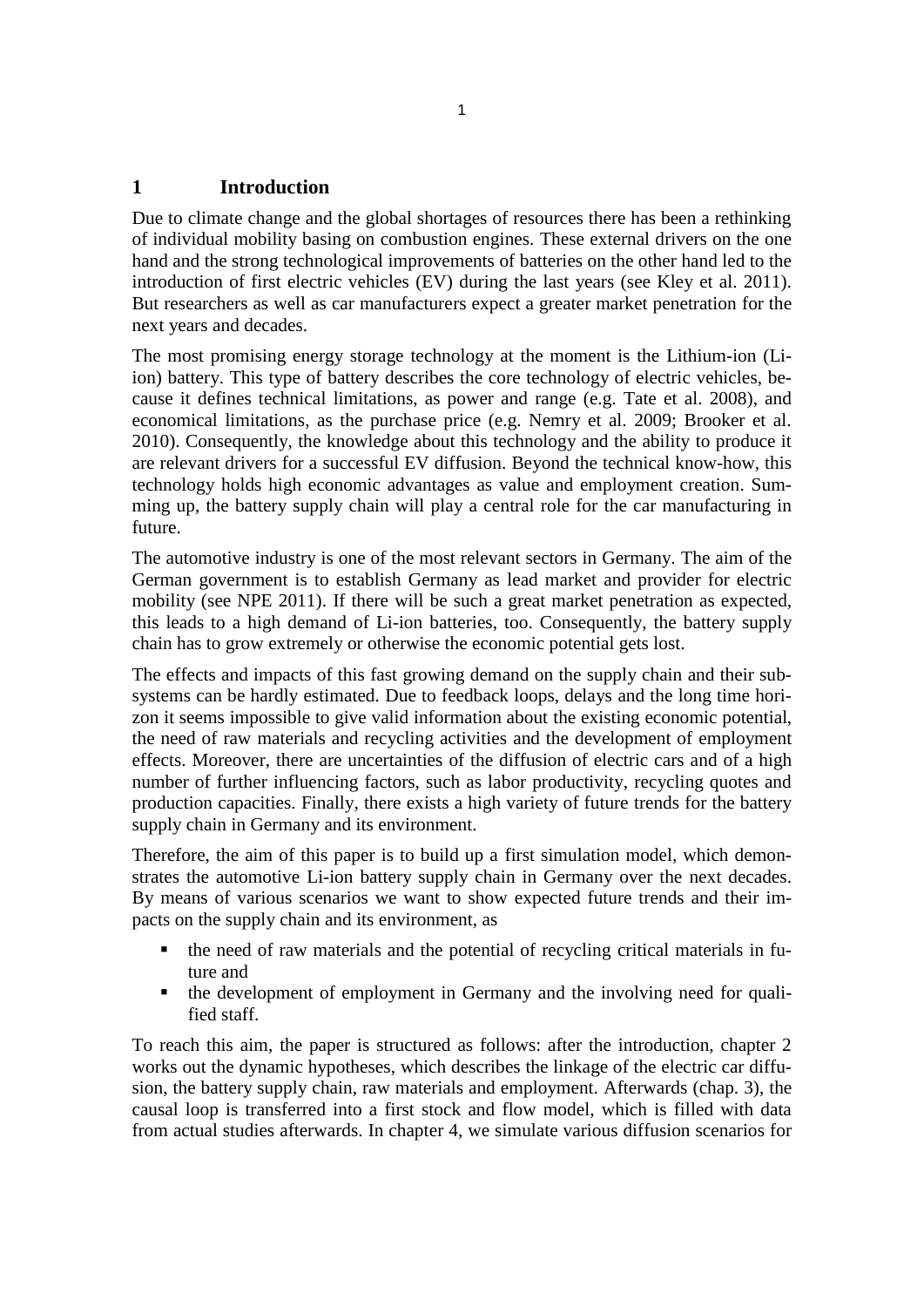# 1 Introduction

Due to climate change and the global shortages of resources there has been a rethinking of individual mobility basing on combustion engines. These external drivers on the one hand and the strong technological improvements of batteries on the other hand led to the introduction of first electric vehicles (EV) during the last years (see Kley et al. 2011). But researchers as well as car manufacturers expect a greater market penetration for the next years and decades.

The most promising energy storage technology at the moment is the Lithium-ion (Li-ion) battery. This type of battery describes the core technology of electric vehicles, because it defines technical limitations, as power and range (e.g. Tate et al. 2008), and economical limitations, as the purchase price (e.g. Nemry et al. 2009; Brooker et al. 2010). Consequently, the knowledge about this technology and the ability to produce it are relevant drivers for a successful EV diffusion. Beyond the technical know-how, this technology holds high economic advantages as value and employment creation. Summing up, the battery supply chain will play a central role for the car manufacturing in future.

The automotive industry is one of the most relevant sectors in Germany. The aim of the German government is to establish Germany as lead market and provider for electric mobility (see NPE 2011). If there will be such a great market penetration as expected, this leads to a high demand of Li-ion batteries, too. Consequently, the battery supply chain has to grow extremely or otherwise the economic potential gets lost.

The effects and impacts of this fast growing demand on the supply chain and their subsystems can be hardly estimated. Due to feedback loops, delays and the long time horizon it seems impossible to give valid information about the existing economic potential, the need of raw materials and recycling activities and the development of employment effects. Moreover, there are uncertainties of the diffusion of electric cars and of a high number of further influencing factors, such as labor productivity, recycling quotes and production capacities. Finally, there exists a high variety of future trends for the battery supply chain in Germany and its environment.

Therefore, the aim of this paper is to build up a first simulation model, which demonstrates the automotive Li-ion battery supply chain in Germany over the next decades. By means of various scenarios we want to show expected future trends and their impacts on the supply chain and its environment, as

- the need of raw materials and the potential of recycling critical materials in future and
- the development of employment in Germany and the involving need for qualified staff.

To reach this aim, the paper is structured as follows: after the introduction, chapter 2 works out the dynamic hypotheses, which describes the linkage of the electric car diffusion, the battery supply chain, raw materials and employment. Afterwards (chap. 3), the causal loop is transferred into a first stock and flow model, which is filled with data from actual studies afterwards. In chapter 4, we simulate various diffusion scenarios for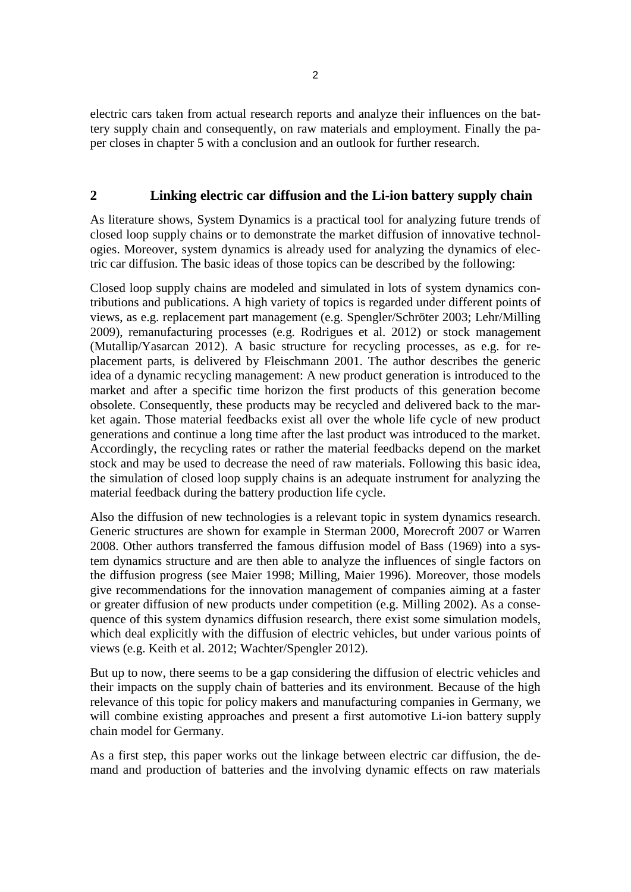electric cars taken from actual research reports and analyze their influences on the battery supply chain and consequently, on raw materials and employment. Finally the paper closes in chapter 5 with a conclusion and an outlook for further research.

## 2 Linking electric car diffusion and the Li-ion battery supply chain

As literature shows, System Dynamics is a practical tool for analyzing future trends of closed loop supply chains or to demonstrate the market diffusion of innovative technologies. Moreover, system dynamics is already used for analyzing the dynamics of electric car diffusion. The basic ideas of those topics can be described by the following:

Closed loop supply chains are modeled and simulated in lots of system dynamics contributions and publications. A high variety of topics is regarded under different points of views, as e.g. replacement part management (e.g. Spengler/Schröter 2003; Lehr/Milling 2009), remanufacturing processes (e.g. Rodrigues et al. 2012) or stock management (Mutallip/Yasarcan 2012). A basic structure for recycling processes, as e.g. for replacement parts, is delivered by Fleischmann 2001. The author describes the generic idea of a dynamic recycling management: A new product generation is introduced to the market and after a specific time horizon the first products of this generation become obsolete. Consequently, these products may be recycled and delivered back to the market again. Those material feedbacks exist all over the whole life cycle of new product generations and continue a long time after the last product was introduced to the market. Accordingly, the recycling rates or rather the material feedbacks depend on the market stock and may be used to decrease the need of raw materials. Following this basic idea, the simulation of closed loop supply chains is an adequate instrument for analyzing the material feedback during the battery production life cycle.

Also the diffusion of new technologies is a relevant topic in system dynamics research. Generic structures are shown for example in Sterman 2000, Morecroft 2007 or Warren 2008. Other authors transferred the famous diffusion model of Bass (1969) into a system dynamics structure and are then able to analyze the influences of single factors on the diffusion progress (see Maier 1998; Milling, Maier 1996). Moreover, those models give recommendations for the innovation management of companies aiming at a faster or greater diffusion of new products under competition (e.g. Milling 2002). As a consequence of this system dynamics diffusion research, there exist some simulation models, which deal explicitly with the diffusion of electric vehicles, but under various points of views (e.g. Keith et al. 2012; Wachter/Spengler 2012).

But up to now, there seems to be a gap considering the diffusion of electric vehicles and their impacts on the supply chain of batteries and its environment. Because of the high relevance of this topic for policy makers and manufacturing companies in Germany, we will combine existing approaches and present a first automotive Li-ion battery supply chain model for Germany.

As a first step, this paper works out the linkage between electric car diffusion, the demand and production of batteries and the involving dynamic effects on raw materials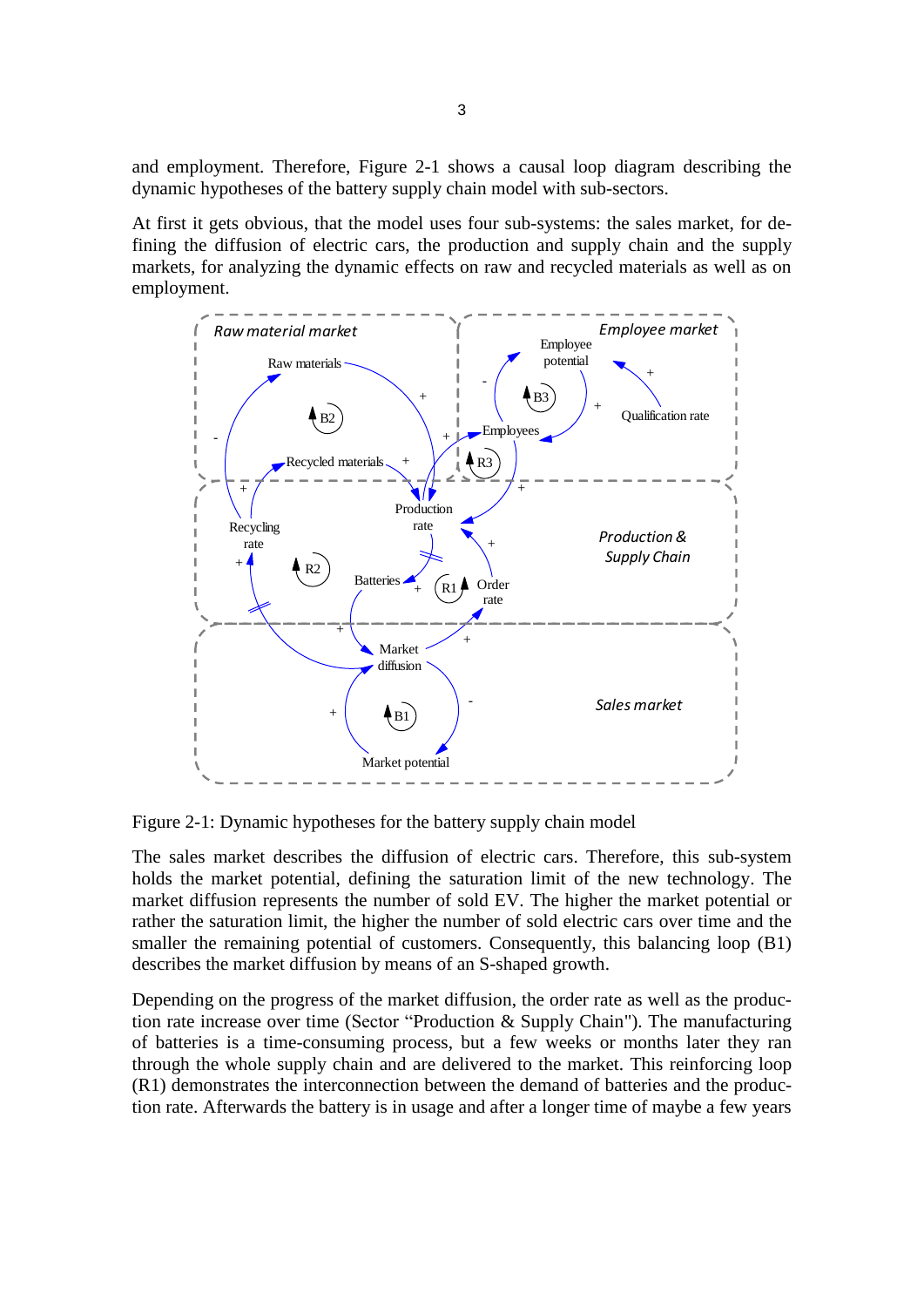and employment. Therefore, Figure 2-1 shows a causal loop diagram describing the dynamic hypotheses of the battery supply chain model with sub-sectors.

At first it gets obvious, that the model uses four sub-systems: the sales market, for defining the diffusion of electric cars, the production and supply chain and the supply markets, for analyzing the dynamic effects on raw and recycled materials as well as on employment.

Figure 2-1: Dynamic hypotheses for the battery supply chain model

The sales market describes the diffusion of electric cars. Therefore, this sub-system holds the market potential, defining the saturation limit of the new technology. The market diffusion represents the number of sold EV. The higher the market potential or rather the saturation limit, the higher the number of sold electric cars over time and the smaller the remaining potential of customers. Consequently, this balancing loop (B1) describes the market diffusion by means of an S-shaped growth.

Depending on the progress of the market diffusion, the order rate as well as the production rate increase over time (Sector "Production & Supply Chain"). The manufacturing of batteries is a time-consuming process, but a few weeks or months later they ran through the whole supply chain and are delivered to the market. This reinforcing loop (R1) demonstrates the interconnection between the demand of batteries and the production rate. Afterwards the battery is in usage and after a longer time of maybe a few years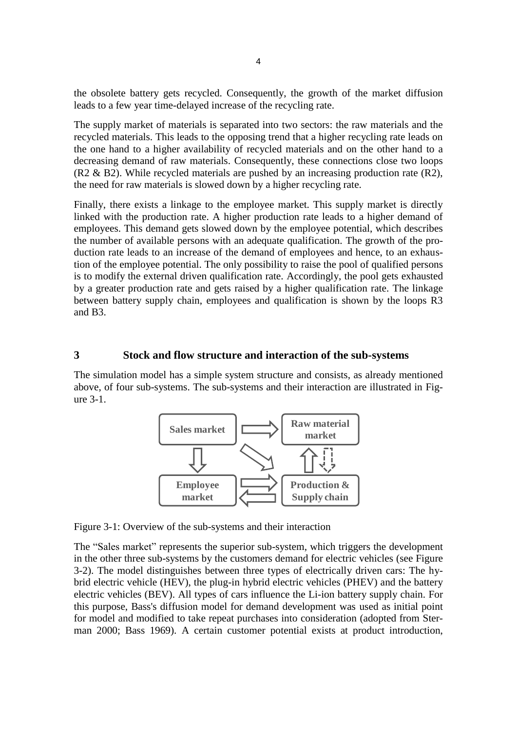the obsolete battery gets recycled. Consequently, the growth of the market diffusion leads to a few year time-delayed increase of the recycling rate.

The supply market of materials is separated into two sectors: the raw materials and the recycled materials. This leads to the opposing trend that a higher recycling rate leads on the one hand to a higher availability of recycled materials and on the other hand to a decreasing demand of raw materials. Consequently, these connections close two loops (R2 & B2). While recycled materials are pushed by an increasing production rate (R2), the need for raw materials is slowed down by a higher recycling rate.

Finally, there exists a linkage to the employee market. This supply market is directly linked with the production rate. A higher production rate leads to a higher demand of employees. This demand gets slowed down by the employee potential, which describes the number of available persons with an adequate qualification. The growth of the production rate leads to an increase of the demand of employees and hence, to an exhaustion of the employee potential. The only possibility to raise the pool of qualified persons is to modify the external driven qualification rate. Accordingly, the pool gets exhausted by a greater production rate and gets raised by a higher qualification rate. The linkage between battery supply chain, employees and qualification is shown by the loops R3 and B3.

## 3 Stock and flow structure and interaction of the sub-systems

The simulation model has a simple system structure and consists, as already mentioned above, of four sub-systems. The sub-systems and their interaction are illustrated in Figure 3-1.

Figure 3-1: Overview of the sub-systems and their interaction

The "Sales market" represents the superior sub-system, which triggers the development in the other three sub-systems by the customers demand for electric vehicles (see Figure 3-2). The model distinguishes between three types of electrically driven cars: The hybrid electric vehicle (HEV), the plug-in hybrid electric vehicles (PHEV) and the battery electric vehicles (BEV). All types of cars influence the Li-ion battery supply chain. For this purpose, Bass's diffusion model for demand development was used as initial point for model and modified to take repeat purchases into consideration (adopted from Sterman 2000; Bass 1969). A certain customer potential exists at product introduction,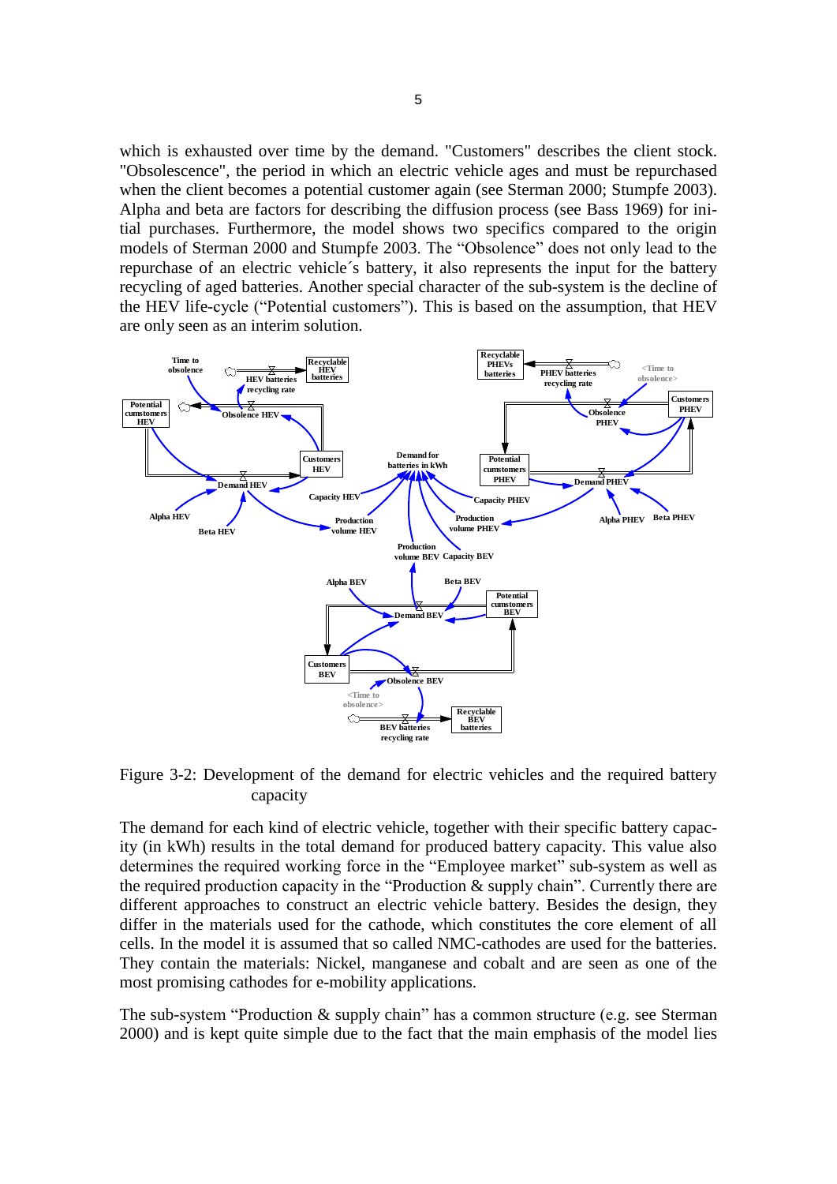which is exhausted over time by the demand. "Customers" describes the client stock. "Obsolescence", the period in which an electric vehicle ages and must be repurchased when the client becomes a potential customer again (see Sterman 2000; Stumpfe 2003). Alpha and beta are factors for describing the diffusion process (see Bass 1969) for initial purchases. Furthermore, the model shows two specifics compared to the origin models of Sterman 2000 and Stumpfe 2003. The “Obsolence” does not only lead to the repurchase of an electric vehicle´s battery, it also represents the input for the battery recycling of aged batteries. Another special character of the sub-system is the decline of the HEV life-cycle (“Potential customers”). This is based on the assumption, that HEV are only seen as an interim solution.

Figure 3-2: Development of the demand for electric vehicles and the required battery capacity

The demand for each kind of electric vehicle, together with their specific battery capacity (in kWh) results in the total demand for produced battery capacity. This value also determines the required working force in the “Employee market” sub-system as well as the required production capacity in the “Production & supply chain”. Currently there are different approaches to construct an electric vehicle battery. Besides the design, they differ in the materials used for the cathode, which constitutes the core element of all cells. In the model it is assumed that so called NMC-cathodes are used for the batteries. They contain the materials: Nickel, manganese and cobalt and are seen as one of the most promising cathodes for e-mobility applications.

The sub-system “Production & supply chain” has a common structure (e.g. see Sterman 2000) and is kept quite simple due to the fact that the main emphasis of the model lies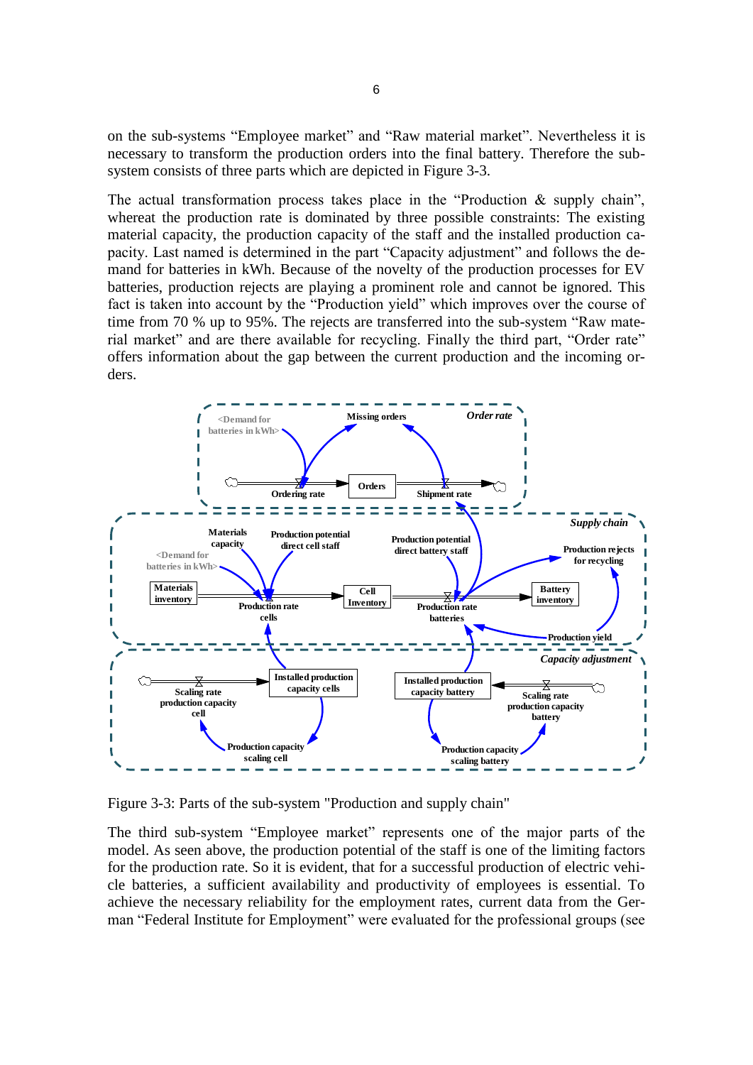on the sub-systems “Employee market” and “Raw material market”. Nevertheless it is necessary to transform the production orders into the final battery. Therefore the sub-system consists of three parts which are depicted in Figure 3-3.

The actual transformation process takes place in the “Production & supply chain”, whereat the production rate is dominated by three possible constraints: The existing material capacity, the production capacity of the staff and the installed production capacity. Last named is determined in the part “Capacity adjustment” and follows the demand for batteries in kWh. Because of the novelty of the production processes for EV batteries, production rejects are playing a prominent role and cannot be ignored. This fact is taken into account by the “Production yield” which improves over the course of time from 70 % up to 95%. The rejects are transferred into the sub-system “Raw material market” and are there available for recycling. Finally the third part, “Order rate” offers information about the gap between the current production and the incoming orders.

Figure 3-3: Parts of the sub-system "Production and supply chain"

The third sub-system “Employee market” represents one of the major parts of the model. As seen above, the production potential of the staff is one of the limiting factors for the production rate. So it is evident, that for a successful production of electric vehicle batteries, a sufficient availability and productivity of employees is essential. To achieve the necessary reliability for the employment rates, current data from the German “Federal Institute for Employment” were evaluated for the professional groups (see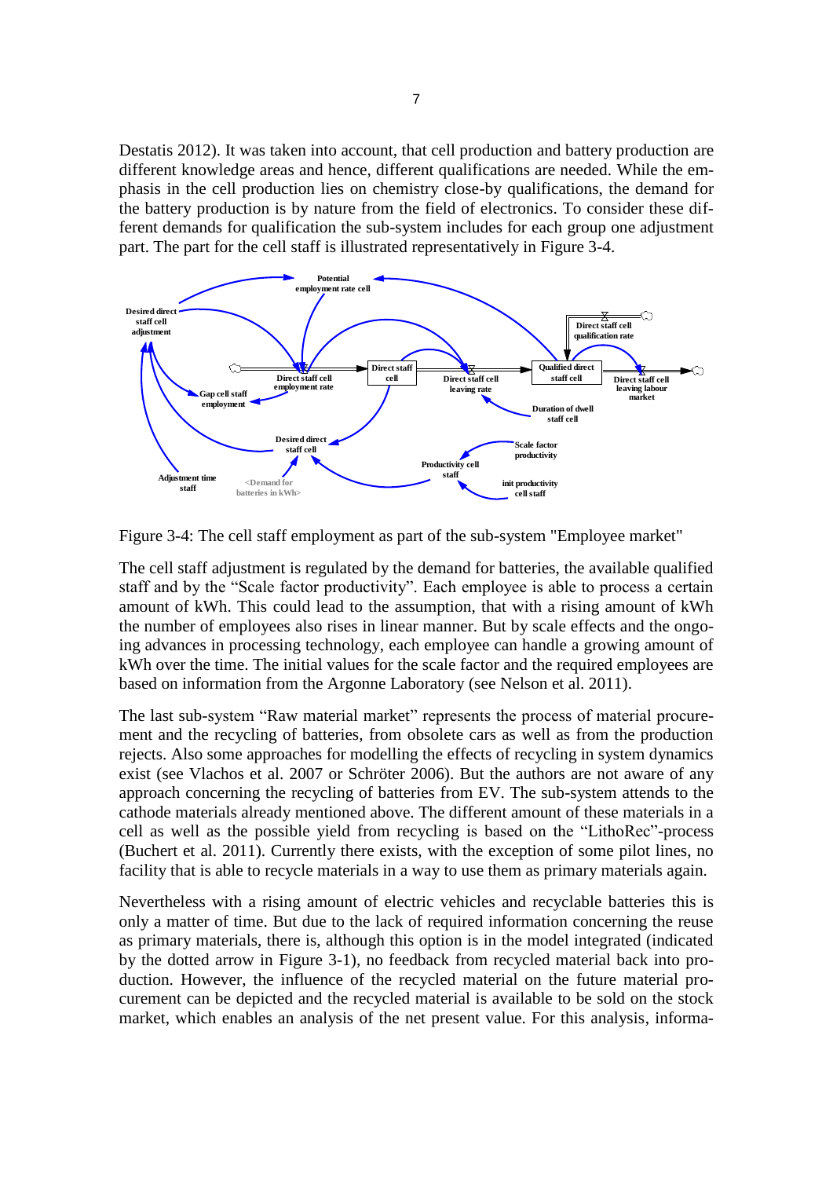Destatis 2012). It was taken into account, that cell production and battery production are different knowledge areas and hence, different qualifications are needed. While the emphasis in the cell production lies on chemistry close-by qualifications, the demand for the battery production is by nature from the field of electronics. To consider these different demands for qualification the sub-system includes for each group one adjustment part. The part for the cell staff is illustrated representatively in Figure 3-4.

Figure 3-4: The cell staff employment as part of the sub-system "Employee market"

The cell staff adjustment is regulated by the demand for batteries, the available qualified staff and by the "Scale factor productivity". Each employee is able to process a certain amount of kWh. This could lead to the assumption, that with a rising amount of kWh the number of employees also rises in linear manner. But by scale effects and the ongoing advances in processing technology, each employee can handle a growing amount of kWh over the time. The initial values for the scale factor and the required employees are based on information from the Argonne Laboratory (see Nelson et al. 2011).

The last sub-system "Raw material market" represents the process of material procurement and the recycling of batteries, from obsolete cars as well as from the production rejects. Also some approaches for modelling the effects of recycling in system dynamics exist (see Vlachos et al. 2007 or Schröter 2006). But the authors are not aware of any approach concerning the recycling of batteries from EV. The sub-system attends to the cathode materials already mentioned above. The different amount of these materials in a cell as well as the possible yield from recycling is based on the "LithoRec"-process (Buchert et al. 2011). Currently there exists, with the exception of some pilot lines, no facility that is able to recycle materials in a way to use them as primary materials again.

Nevertheless with a rising amount of electric vehicles and recyclable batteries this is only a matter of time. But due to the lack of required information concerning the reuse as primary materials, there is, although this option is in the model integrated (indicated by the dotted arrow in Figure 3-1), no feedback from recycled material back into production. However, the influence of the recycled material on the future material procurement can be depicted and the recycled material is available to be sold on the stock market, which enables an analysis of the net present value. For this analysis, informa-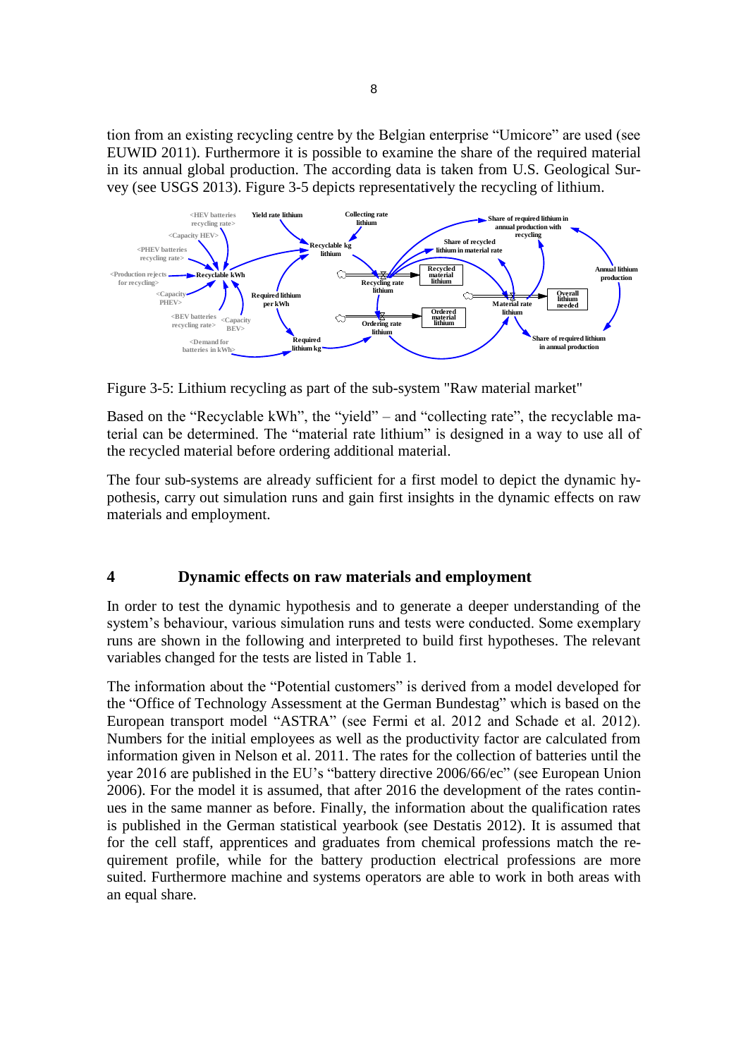tion from an existing recycling centre by the Belgian enterprise "Umicore" are used (see EUWID 2011). Furthermore it is possible to examine the share of the required material in its annual global production. The according data is taken from U.S. Geological Survey (see USGS 2013). Figure 3-5 depicts representatively the recycling of lithium.

Figure 3-5: Lithium recycling as part of the sub-system "Raw material market"

Based on the "Recyclable kWh", the "yield" – and "collecting rate", the recyclable material can be determined. The "material rate lithium" is designed in a way to use all of the recycled material before ordering additional material.

The four sub-systems are already sufficient for a first model to depict the dynamic hypothesis, carry out simulation runs and gain first insights in the dynamic effects on raw materials and employment.

# 4 Dynamic effects on raw materials and employment

In order to test the dynamic hypothesis and to generate a deeper understanding of the system's behaviour, various simulation runs and tests were conducted. Some exemplary runs are shown in the following and interpreted to build first hypotheses. The relevant variables changed for the tests are listed in Table 1.

The information about the "Potential customers" is derived from a model developed for the "Office of Technology Assessment at the German Bundestag" which is based on the European transport model "ASTRA" (see Fermi et al. 2012 and Schade et al. 2012). Numbers for the initial employees as well as the productivity factor are calculated from information given in Nelson et al. 2011. The rates for the collection of batteries until the year 2016 are published in the EU's "battery directive 2006/66/ec" (see European Union 2006). For the model it is assumed, that after 2016 the development of the rates continues in the same manner as before. Finally, the information about the qualification rates is published in the German statistical yearbook (see Destatis 2012). It is assumed that for the cell staff, apprentices and graduates from chemical professions match the requirement profile, while for the battery production electrical professions are more suited. Furthermore machine and systems operators are able to work in both areas with an equal share.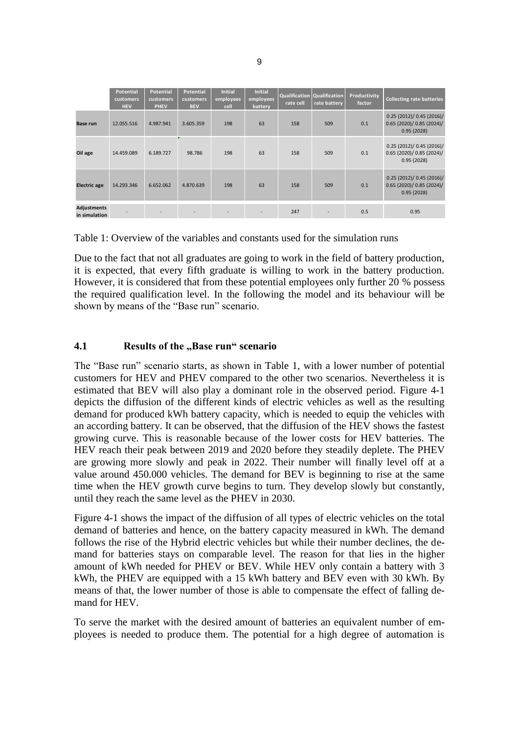| | Potential customers HEV | Potential customers PHEV | Potential customers BEV | Initial employees cell | Initial employees battery | Qualification rate cell | Qualification rate battery | Productivity factor | Collecting rate batteries |
|---|---|---|---|---|---|---|---|---|---|
| **Base run** | 12.055.516 | 4.987.941 | 3.605.359 | 198 | 63 | 158 | 509 | 0.1 | 0.25 (2012)/ 0.45 (2016)/ 0.65 (2020)/ 0.85 (2024)/ 0.95 (2028) |
| **Oil age** | 14.459.089 | 6.189.727 | 98.786 | 198 | 63 | 158 | 509 | 0.1 | 0.25 (2012)/ 0.45 (2016)/ 0.65 (2020)/ 0.85 (2024)/ 0.95 (2028) |
| **Electric age** | 14.293.346 | 6.652.062 | 4.870.639 | 198 | 63 | 158 | 509 | 0.1 | 0.25 (2012)/ 0.45 (2016)/ 0.65 (2020)/ 0.85 (2024)/ 0.95 (2028) |
| **Adjustments in simulation** | - | - | - | - | - | 247 | - | 0.5 | 0.95 |

Table 1: Overview of the variables and constants used for the simulation runs

Due to the fact that not all graduates are going to work in the field of battery production, it is expected, that every fifth graduate is willing to work in the battery production. However, it is considered that from these potential employees only further 20 % possess the required qualification level. In the following the model and its behaviour will be shown by means of the "Base run" scenario.

## 4.1 Results of the „Base run" scenario

The "Base run" scenario starts, as shown in Table 1, with a lower number of potential customers for HEV and PHEV compared to the other two scenarios. Nevertheless it is estimated that BEV will also play a dominant role in the observed period. Figure 4-1 depicts the diffusion of the different kinds of electric vehicles as well as the resulting demand for produced kWh battery capacity, which is needed to equip the vehicles with an according battery. It can be observed, that the diffusion of the HEV shows the fastest growing curve. This is reasonable because of the lower costs for HEV batteries. The HEV reach their peak between 2019 and 2020 before they steadily deplete. The PHEV are growing more slowly and peak in 2022. Their number will finally level off at a value around 450.000 vehicles. The demand for BEV is beginning to rise at the same time when the HEV growth curve begins to turn. They develop slowly but constantly, until they reach the same level as the PHEV in 2030.

Figure 4-1 shows the impact of the diffusion of all types of electric vehicles on the total demand of batteries and hence, on the battery capacity measured in kWh. The demand follows the rise of the Hybrid electric vehicles but while their number declines, the demand for batteries stays on comparable level. The reason for that lies in the higher amount of kWh needed for PHEV or BEV. While HEV only contain a battery with 3 kWh, the PHEV are equipped with a 15 kWh battery and BEV even with 30 kWh. By means of that, the lower number of those is able to compensate the effect of falling demand for HEV.

To serve the market with the desired amount of batteries an equivalent number of employees is needed to produce them. The potential for a high degree of automation is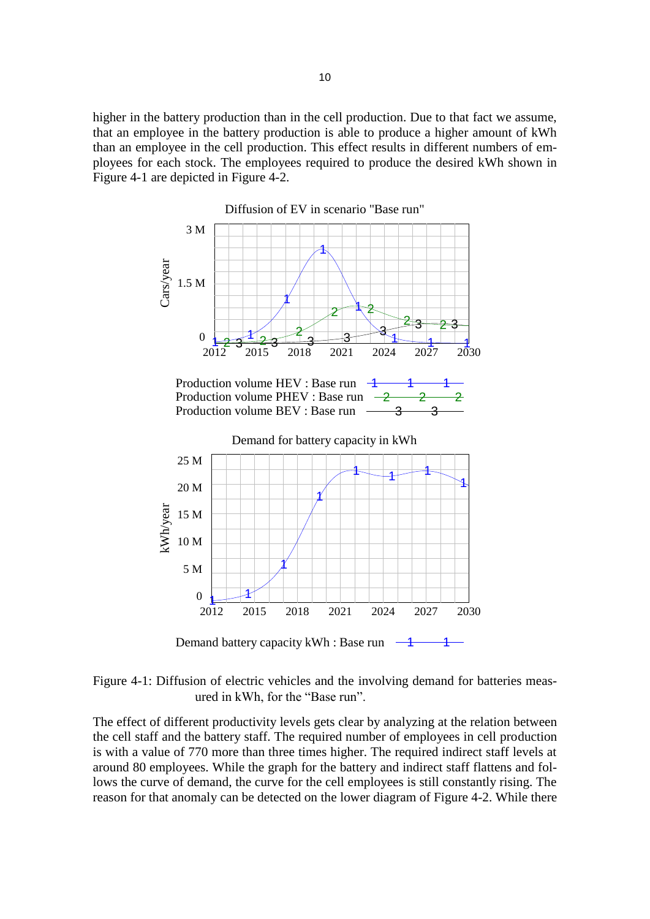higher in the battery production than in the cell production. Due to that fact we assume, that an employee in the battery production is able to produce a higher amount of kWh than an employee in the cell production. This effect results in different numbers of employees for each stock. The employees required to produce the desired kWh shown in Figure 4-1 are depicted in Figure 4-2.

Figure 4-1: Diffusion of electric vehicles and the involving demand for batteries measured in kWh, for the “Base run”.

The effect of different productivity levels gets clear by analyzing at the relation between the cell staff and the battery staff. The required number of employees in cell production is with a value of 770 more than three times higher. The required indirect staff levels at around 80 employees. While the graph for the battery and indirect staff flattens and follows the curve of demand, the curve for the cell employees is still constantly rising. The reason for that anomaly can be detected on the lower diagram of Figure 4-2. While there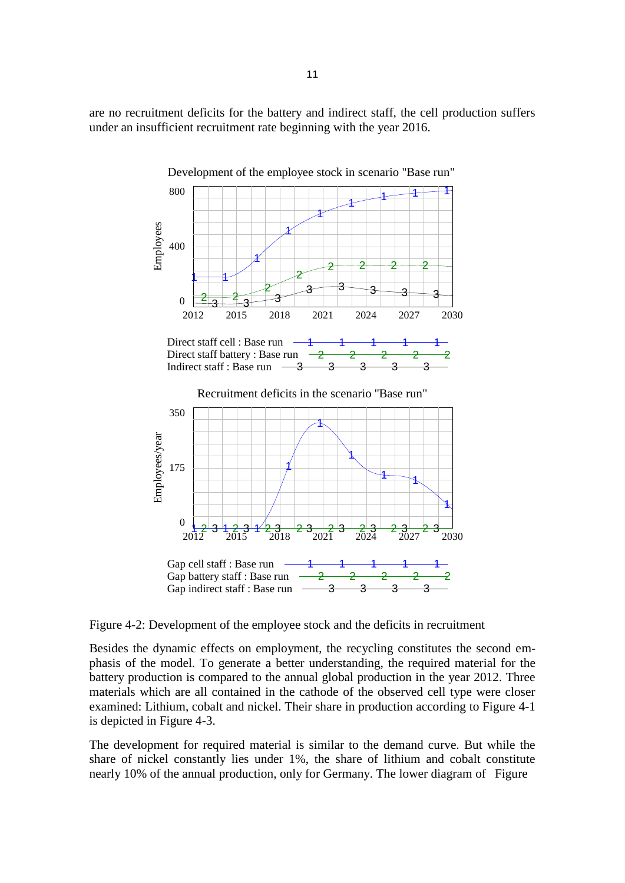are no recruitment deficits for the battery and indirect staff, the cell production suffers under an insufficient recruitment rate beginning with the year 2016.

Development of the employee stock in scenario "Base run"

Direct staff cell : Base run
Direct staff battery : Base run
Indirect staff : Base run

Recruitment deficits in the scenario "Base run"

Gap cell staff : Base run
Gap battery staff : Base run
Gap indirect staff : Base run

Figure 4-2: Development of the employee stock and the deficits in recruitment

Besides the dynamic effects on employment, the recycling constitutes the second emphasis of the model. To generate a better understanding, the required material for the battery production is compared to the annual global production in the year 2012. Three materials which are all contained in the cathode of the observed cell type were closer examined: Lithium, cobalt and nickel. Their share in production according to Figure 4-1 is depicted in Figure 4-3.

The development for required material is similar to the demand curve. But while the share of nickel constantly lies under 1%, the share of lithium and cobalt constitute nearly 10% of the annual production, only for Germany. The lower diagram of Figure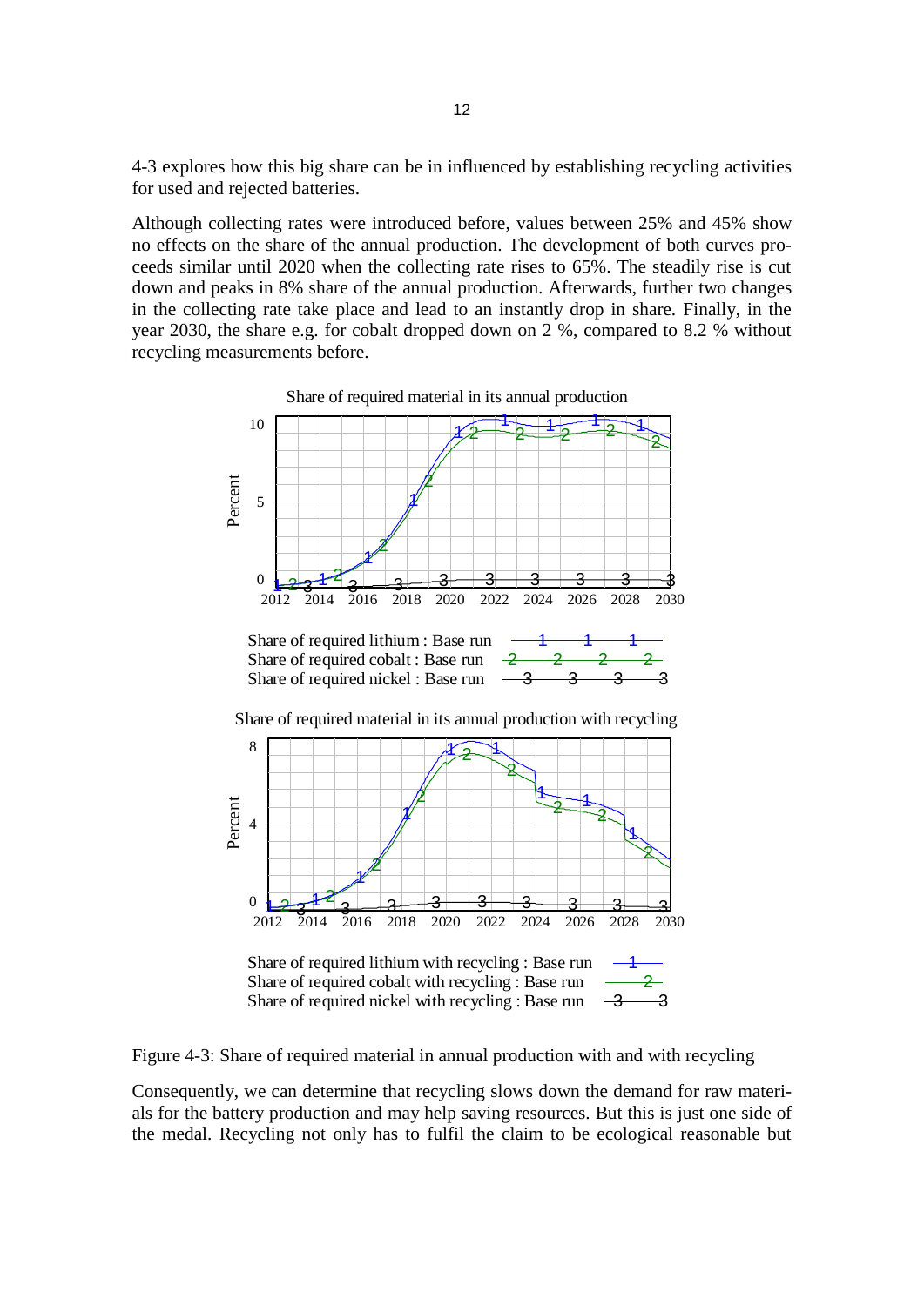4-3 explores how this big share can be in influenced by establishing recycling activities for used and rejected batteries.

Although collecting rates were introduced before, values between 25% and 45% show no effects on the share of the annual production. The development of both curves proceeds similar until 2020 when the collecting rate rises to 65%. The steadily rise is cut down and peaks in 8% share of the annual production. Afterwards, further two changes in the collecting rate take place and lead to an instantly drop in share. Finally, in the year 2030, the share e.g. for cobalt dropped down on 2 %, compared to 8.2 % without recycling measurements before.

Figure 4-3: Share of required material in annual production with and with recycling

Consequently, we can determine that recycling slows down the demand for raw materials for the battery production and may help saving resources. But this is just one side of the medal. Recycling not only has to fulfil the claim to be ecological reasonable but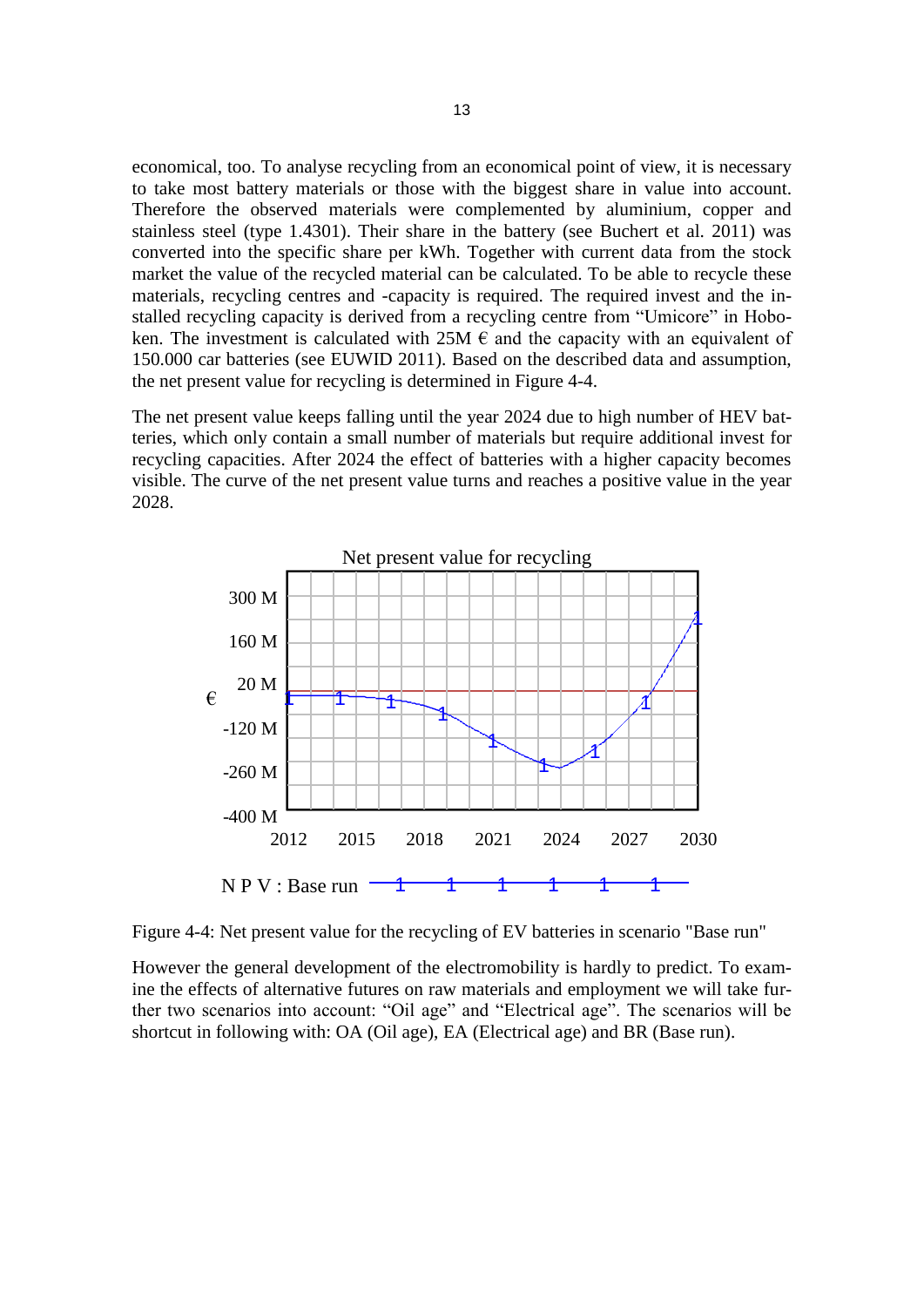economical, too. To analyse recycling from an economical point of view, it is necessary to take most battery materials or those with the biggest share in value into account. Therefore the observed materials were complemented by aluminium, copper and stainless steel (type 1.4301). Their share in the battery (see Buchert et al. 2011) was converted into the specific share per kWh. Together with current data from the stock market the value of the recycled material can be calculated. To be able to recycle these materials, recycling centres and -capacity is required. The required invest and the installed recycling capacity is derived from a recycling centre from "Umicore" in Hoboken. The investment is calculated with 25M € and the capacity with an equivalent of 150.000 car batteries (see EUWID 2011). Based on the described data and assumption, the net present value for recycling is determined in Figure 4-4.

The net present value keeps falling until the year 2024 due to high number of HEV batteries, which only contain a small number of materials but require additional invest for recycling capacities. After 2024 the effect of batteries with a higher capacity becomes visible. The curve of the net present value turns and reaches a positive value in the year 2028.

Net present value for recycling

Figure 4-4: Net present value for the recycling of EV batteries in scenario "Base run"

However the general development of the electromobility is hardly to predict. To examine the effects of alternative futures on raw materials and employment we will take further two scenarios into account: "Oil age" and "Electrical age". The scenarios will be shortcut in following with: OA (Oil age), EA (Electrical age) and BR (Base run).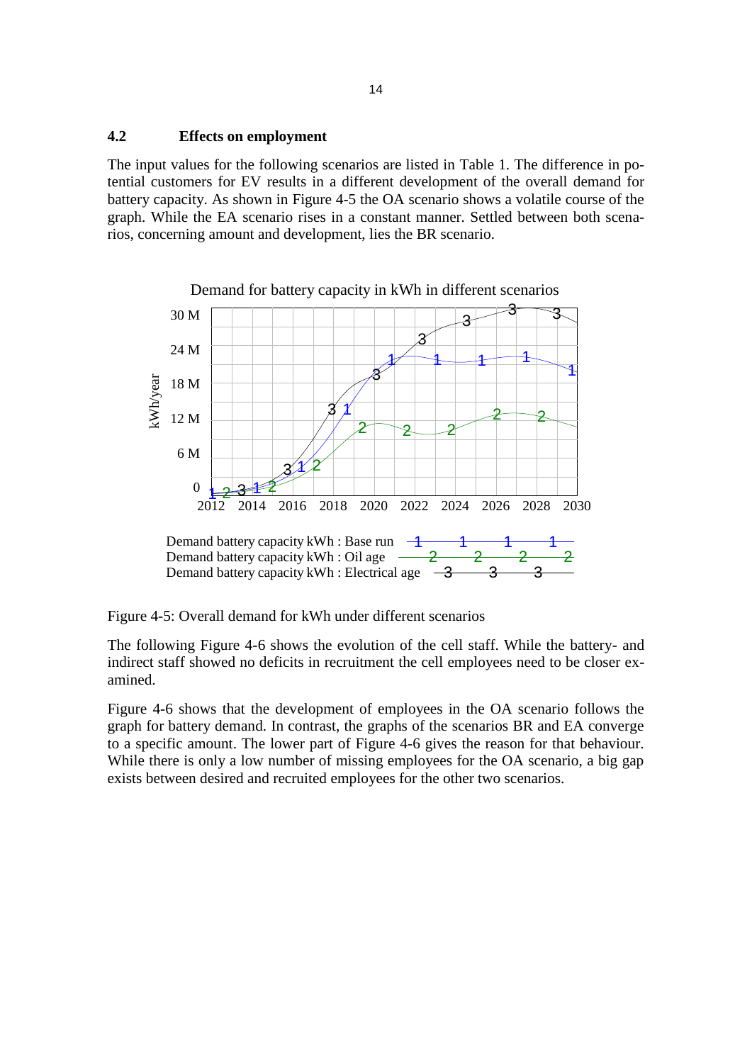## 4.2 Effects on employment

The input values for the following scenarios are listed in Table 1. The difference in potential customers for EV results in a different development of the overall demand for battery capacity. As shown in Figure 4-5 the OA scenario shows a volatile course of the graph. While the EA scenario rises in a constant manner. Settled between both scenarios, concerning amount and development, lies the BR scenario.

Figure 4-5: Overall demand for kWh under different scenarios

The following Figure 4-6 shows the evolution of the cell staff. While the battery- and indirect staff showed no deficits in recruitment the cell employees need to be closer examined.

Figure 4-6 shows that the development of employees in the OA scenario follows the graph for battery demand. In contrast, the graphs of the scenarios BR and EA converge to a specific amount. The lower part of Figure 4-6 gives the reason for that behaviour. While there is only a low number of missing employees for the OA scenario, a big gap exists between desired and recruited employees for the other two scenarios.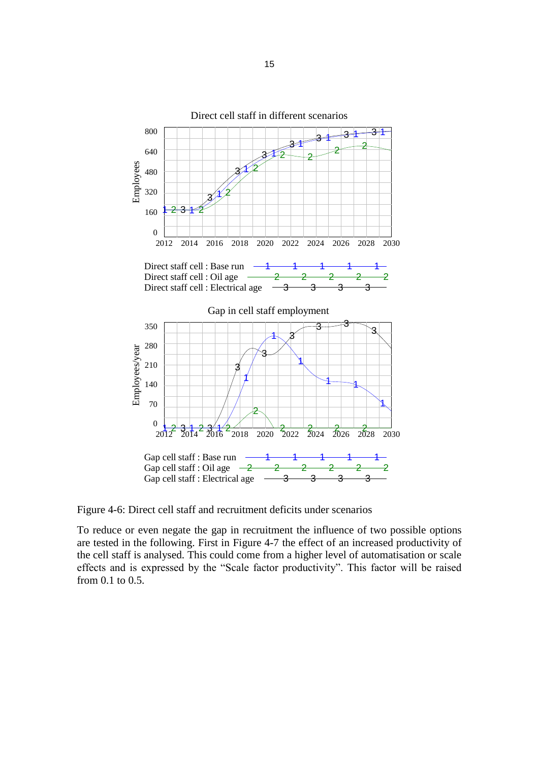Figure 4-6: Direct cell staff and recruitment deficits under scenarios

To reduce or even negate the gap in recruitment the influence of two possible options are tested in the following. First in Figure 4-7 the effect of an increased productivity of the cell staff is analysed. This could come from a higher level of automatisation or scale effects and is expressed by the “Scale factor productivity”. This factor will be raised from 0.1 to 0.5.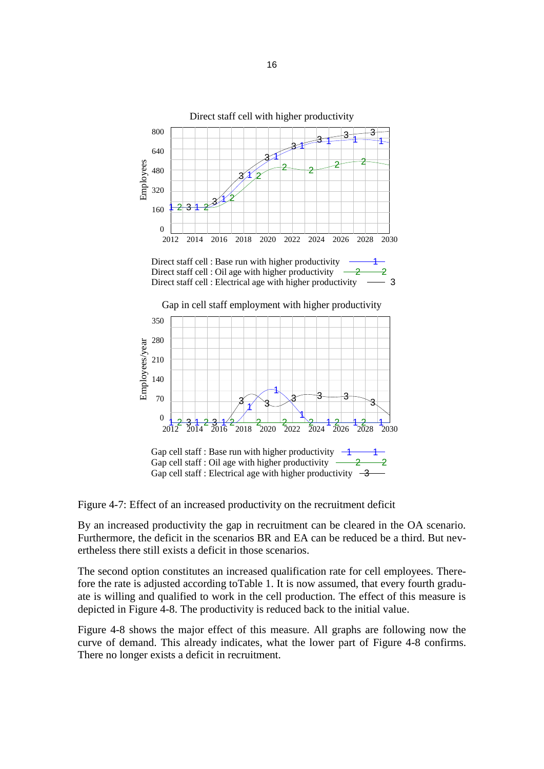Direct staff cell with higher productivity

Direct staff cell : Base run with higher productivity
Direct staff cell : Oil age with higher productivity
Direct staff cell : Electrical age with higher productivity

Gap in cell staff employment with higher productivity

Gap cell staff : Base run with higher productivity
Gap cell staff : Oil age with higher productivity
Gap cell staff : Electrical age with higher productivity

Figure 4-7: Effect of an increased productivity on the recruitment deficit

By an increased productivity the gap in recruitment can be cleared in the OA scenario. Furthermore, the deficit in the scenarios BR and EA can be reduced be a third. But nevertheless there still exists a deficit in those scenarios.

The second option constitutes an increased qualification rate for cell employees. Therefore the rate is adjusted according toTable 1. It is now assumed, that every fourth graduate is willing and qualified to work in the cell production. The effect of this measure is depicted in Figure 4-8. The productivity is reduced back to the initial value.

Figure 4-8 shows the major effect of this measure. All graphs are following now the curve of demand. This already indicates, what the lower part of Figure 4-8 confirms. There no longer exists a deficit in recruitment.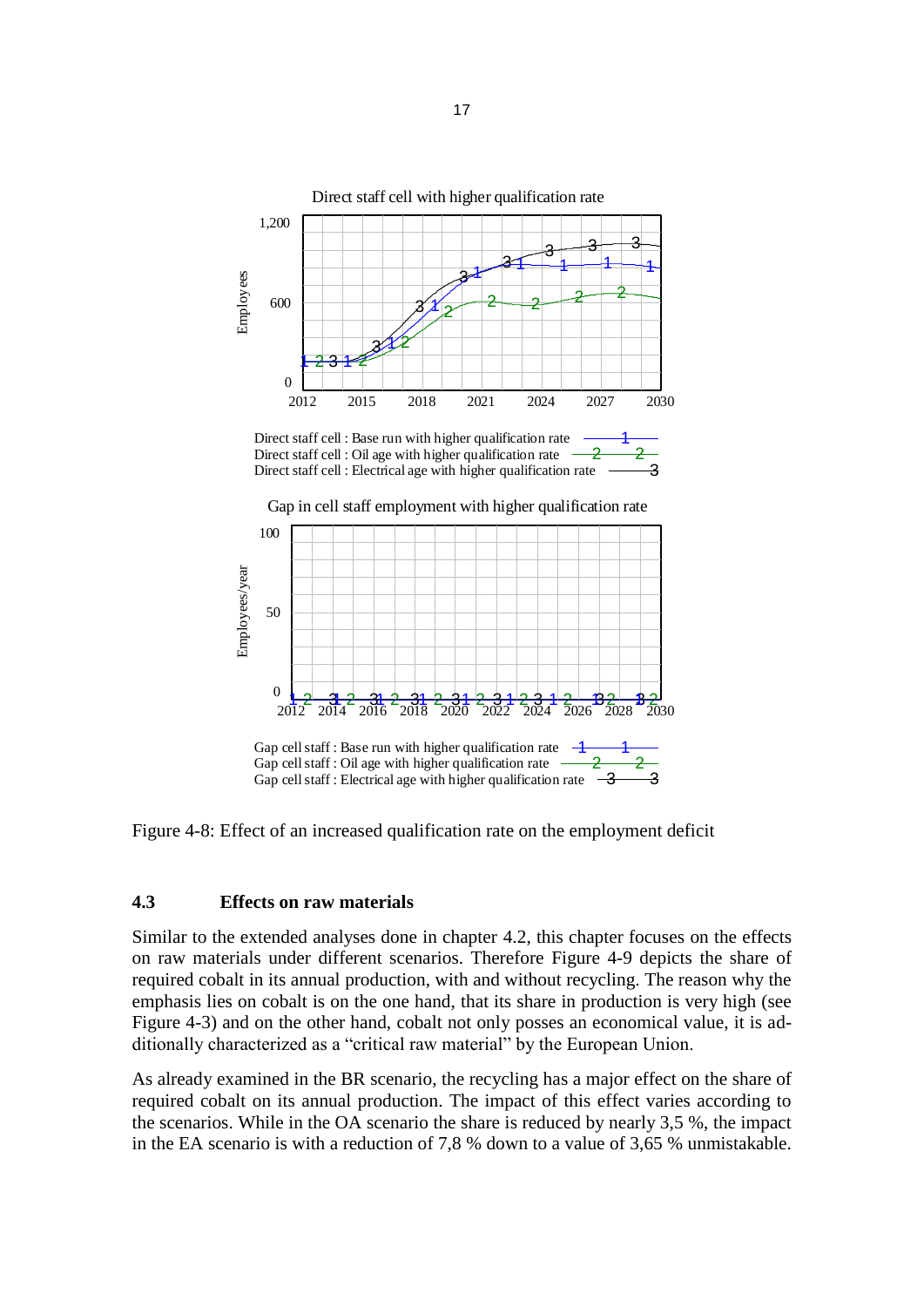Figure 4-8: Effect of an increased qualification rate on the employment deficit

### 4.3 Effects on raw materials

Similar to the extended analyses done in chapter 4.2, this chapter focuses on the effects on raw materials under different scenarios. Therefore Figure 4-9 depicts the share of required cobalt in its annual production, with and without recycling. The reason why the emphasis lies on cobalt is on the one hand, that its share in production is very high (see Figure 4-3) and on the other hand, cobalt not only posses an economical value, it is additionally characterized as a “critical raw material” by the European Union.

As already examined in the BR scenario, the recycling has a major effect on the share of required cobalt on its annual production. The impact of this effect varies according to the scenarios. While in the OA scenario the share is reduced by nearly 3,5 %, the impact in the EA scenario is with a reduction of 7,8 % down to a value of 3,65 % unmistakable.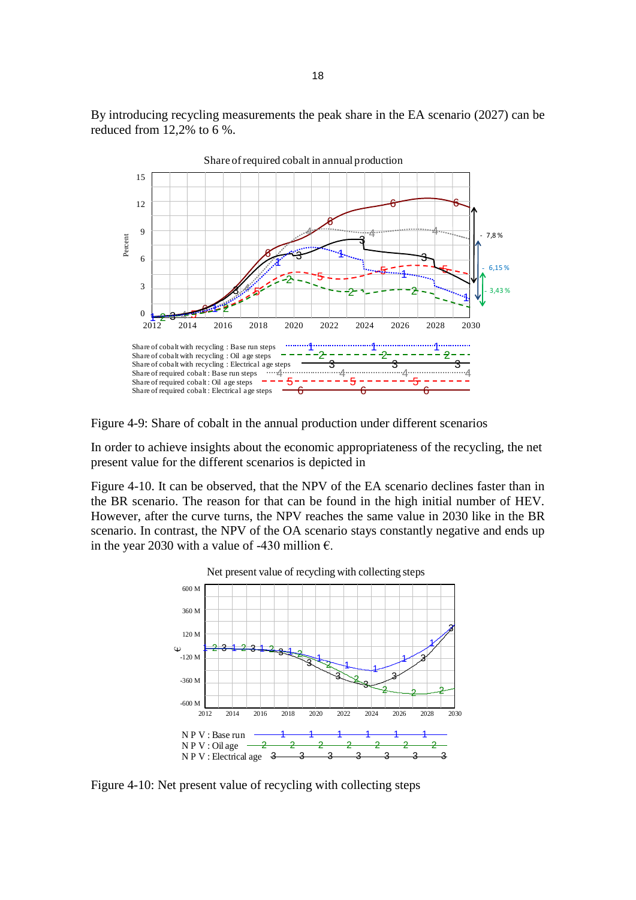By introducing recycling measurements the peak share in the EA scenario (2027) can be reduced from 12,2% to 6 %.

Figure 4-9: Share of cobalt in the annual production under different scenarios

In order to achieve insights about the economic appropriateness of the recycling, the net present value for the different scenarios is depicted in

Figure 4-10. It can be observed, that the NPV of the EA scenario declines faster than in the BR scenario. The reason for that can be found in the high initial number of HEV. However, after the curve turns, the NPV reaches the same value in 2030 like in the BR scenario. In contrast, the NPV of the OA scenario stays constantly negative and ends up in the year 2030 with a value of -430 million €.

Figure 4-10: Net present value of recycling with collecting steps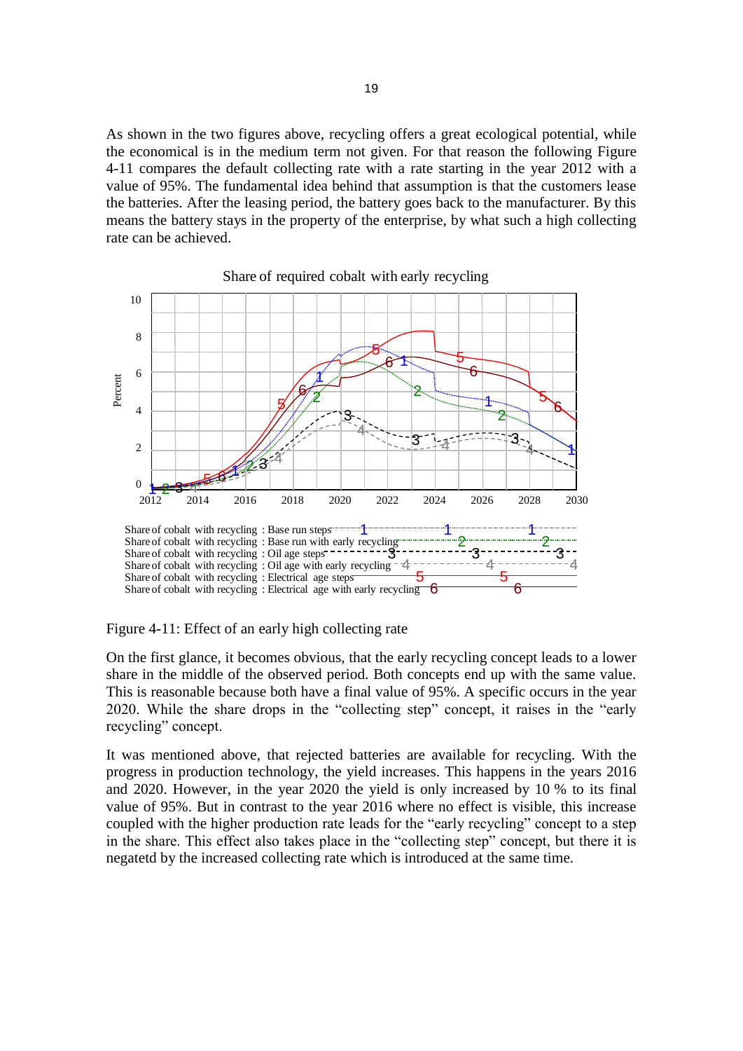As shown in the two figures above, recycling offers a great ecological potential, while the economical is in the medium term not given. For that reason the following Figure 4-11 compares the default collecting rate with a rate starting in the year 2012 with a value of 95%. The fundamental idea behind that assumption is that the customers lease the batteries. After the leasing period, the battery goes back to the manufacturer. By this means the battery stays in the property of the enterprise, by what such a high collecting rate can be achieved.

Figure 4-11: Effect of an early high collecting rate

On the first glance, it becomes obvious, that the early recycling concept leads to a lower share in the middle of the observed period. Both concepts end up with the same value. This is reasonable because both have a final value of 95%. A specific occurs in the year 2020. While the share drops in the “collecting step” concept, it raises in the “early recycling” concept.

It was mentioned above, that rejected batteries are available for recycling. With the progress in production technology, the yield increases. This happens in the years 2016 and 2020. However, in the year 2020 the yield is only increased by 10 % to its final value of 95%. But in contrast to the year 2016 where no effect is visible, this increase coupled with the higher production rate leads for the “early recycling” concept to a step in the share. This effect also takes place in the “collecting step” concept, but there it is negatetd by the increased collecting rate which is introduced at the same time.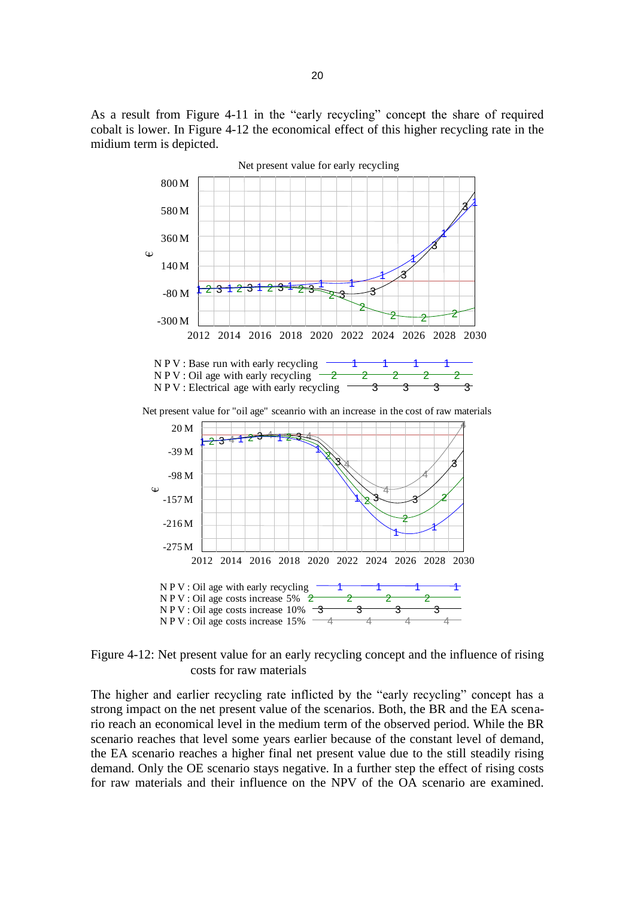As a result from Figure 4-11 in the "early recycling" concept the share of required cobalt is lower. In Figure 4-12 the economical effect of this higher recycling rate in the midium term is depicted.

Figure 4-12: Net present value for an early recycling concept and the influence of rising costs for raw materials

The higher and earlier recycling rate inflicted by the "early recycling" concept has a strong impact on the net present value of the scenarios. Both, the BR and the EA scenario reach an economical level in the medium term of the observed period. While the BR scenario reaches that level some years earlier because of the constant level of demand, the EA scenario reaches a higher final net present value due to the still steadily rising demand. Only the OE scenario stays negative. In a further step the effect of rising costs for raw materials and their influence on the NPV of the OA scenario are examined.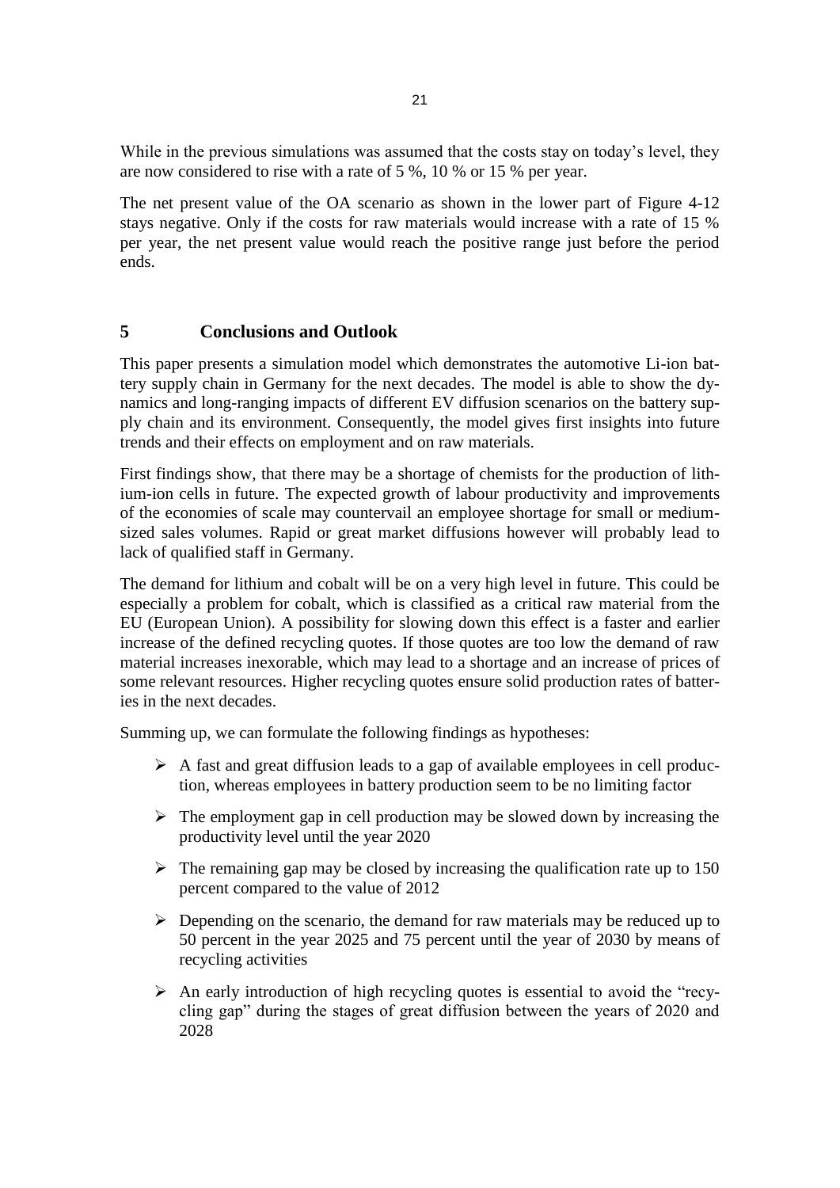While in the previous simulations was assumed that the costs stay on today's level, they are now considered to rise with a rate of 5 %, 10 % or 15 % per year.

The net present value of the OA scenario as shown in the lower part of Figure 4-12 stays negative. Only if the costs for raw materials would increase with a rate of 15 % per year, the net present value would reach the positive range just before the period ends.

# 5 Conclusions and Outlook

This paper presents a simulation model which demonstrates the automotive Li-ion battery supply chain in Germany for the next decades. The model is able to show the dynamics and long-ranging impacts of different EV diffusion scenarios on the battery supply chain and its environment. Consequently, the model gives first insights into future trends and their effects on employment and on raw materials.

First findings show, that there may be a shortage of chemists for the production of lithium-ion cells in future. The expected growth of labour productivity and improvements of the economies of scale may countervail an employee shortage for small or medium-sized sales volumes. Rapid or great market diffusions however will probably lead to lack of qualified staff in Germany.

The demand for lithium and cobalt will be on a very high level in future. This could be especially a problem for cobalt, which is classified as a critical raw material from the EU (European Union). A possibility for slowing down this effect is a faster and earlier increase of the defined recycling quotes. If those quotes are too low the demand of raw material increases inexorable, which may lead to a shortage and an increase of prices of some relevant resources. Higher recycling quotes ensure solid production rates of batteries in the next decades.

Summing up, we can formulate the following findings as hypotheses:

- A fast and great diffusion leads to a gap of available employees in cell production, whereas employees in battery production seem to be no limiting factor
- The employment gap in cell production may be slowed down by increasing the productivity level until the year 2020
- The remaining gap may be closed by increasing the qualification rate up to 150 percent compared to the value of 2012
- Depending on the scenario, the demand for raw materials may be reduced up to 50 percent in the year 2025 and 75 percent until the year of 2030 by means of recycling activities
- An early introduction of high recycling quotes is essential to avoid the "recycling gap" during the stages of great diffusion between the years of 2020 and 2028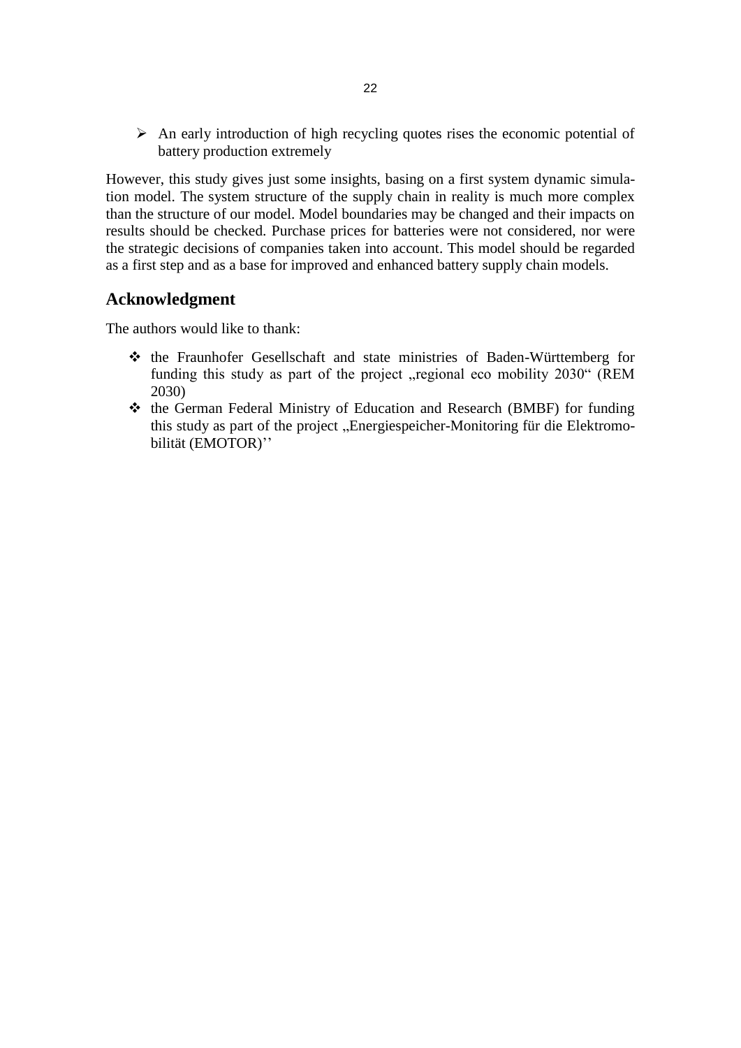- An early introduction of high recycling quotes rises the economic potential of battery production extremely

However, this study gives just some insights, basing on a first system dynamic simulation model. The system structure of the supply chain in reality is much more complex than the structure of our model. Model boundaries may be changed and their impacts on results should be checked. Purchase prices for batteries were not considered, nor were the strategic decisions of companies taken into account. This model should be regarded as a first step and as a base for improved and enhanced battery supply chain models.

## Acknowledgment

The authors would like to thank:

- the Fraunhofer Gesellschaft and state ministries of Baden-Württemberg for funding this study as part of the project „regional eco mobility 2030“ (REM 2030)
- the German Federal Ministry of Education and Research (BMBF) for funding this study as part of the project „Energiespeicher-Monitoring für die Elektromobilität (EMOTOR)''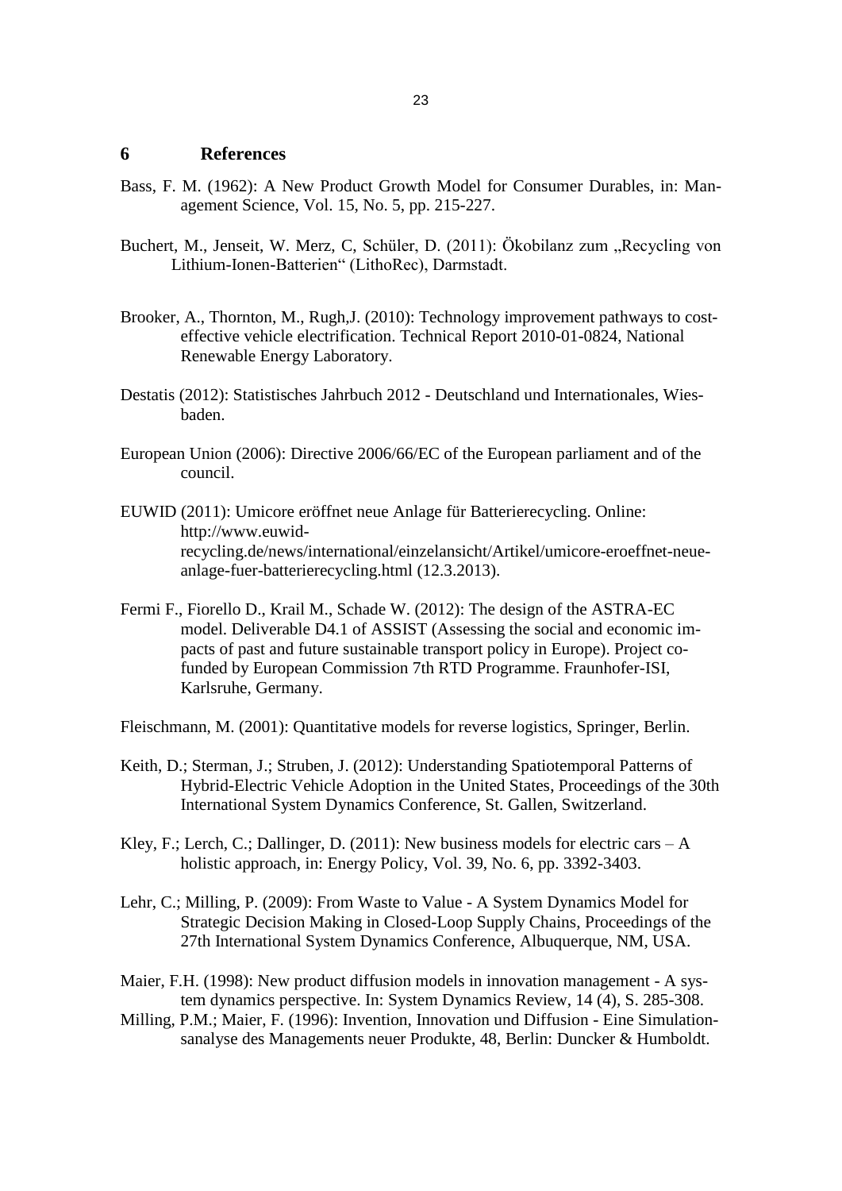# 6 References

Bass, F. M. (1962): A New Product Growth Model for Consumer Durables, in: Management Science, Vol. 15, No. 5, pp. 215-227.

Buchert, M., Jenseit, W. Merz, C, Schüler, D. (2011): Ökobilanz zum „Recycling von Lithium-Ionen-Batterien" (LithoRec), Darmstadt.

Brooker, A., Thornton, M., Rugh,J. (2010): Technology improvement pathways to cost-effective vehicle electrification. Technical Report 2010-01-0824, National Renewable Energy Laboratory.

Destatis (2012): Statistisches Jahrbuch 2012 - Deutschland und Internationales, Wiesbaden.

European Union (2006): Directive 2006/66/EC of the European parliament and of the council.

EUWID (2011): Umicore eröffnet neue Anlage für Batterierecycling. Online: http://www.euwid-recycling.de/news/international/einzelansicht/Artikel/umicore-eroeffnet-neue-anlage-fuer-batterierecycling.html (12.3.2013).

Fermi F., Fiorello D., Krail M., Schade W. (2012): The design of the ASTRA-EC model. Deliverable D4.1 of ASSIST (Assessing the social and economic impacts of past and future sustainable transport policy in Europe). Project co-funded by European Commission 7th RTD Programme. Fraunhofer-ISI, Karlsruhe, Germany.

Fleischmann, M. (2001): Quantitative models for reverse logistics, Springer, Berlin.

Keith, D.; Sterman, J.; Struben, J. (2012): Understanding Spatiotemporal Patterns of Hybrid-Electric Vehicle Adoption in the United States, Proceedings of the 30th International System Dynamics Conference, St. Gallen, Switzerland.

Kley, F.; Lerch, C.; Dallinger, D. (2011): New business models for electric cars – A holistic approach, in: Energy Policy, Vol. 39, No. 6, pp. 3392-3403.

Lehr, C.; Milling, P. (2009): From Waste to Value - A System Dynamics Model for Strategic Decision Making in Closed-Loop Supply Chains, Proceedings of the 27th International System Dynamics Conference, Albuquerque, NM, USA.

Maier, F.H. (1998): New product diffusion models in innovation management - A system dynamics perspective. In: System Dynamics Review, 14 (4), S. 285-308.

Milling, P.M.; Maier, F. (1996): Invention, Innovation und Diffusion - Eine Simulationsanalyse des Managements neuer Produkte, 48, Berlin: Duncker & Humboldt.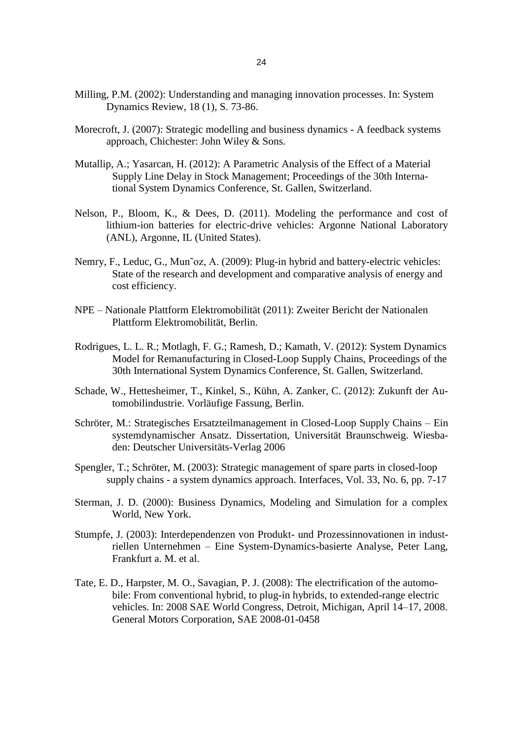Milling, P.M. (2002): Understanding and managing innovation processes. In: System Dynamics Review, 18 (1), S. 73-86.

Morecroft, J. (2007): Strategic modelling and business dynamics - A feedback systems approach, Chichester: John Wiley & Sons.

Mutallip, A.; Yasarcan, H. (2012): A Parametric Analysis of the Effect of a Material Supply Line Delay in Stock Management; Proceedings of the 30th International System Dynamics Conference, St. Gallen, Switzerland.

Nelson, P., Bloom, K., & Dees, D. (2011). Modeling the performance and cost of lithium-ion batteries for electric-drive vehicles: Argonne National Laboratory (ANL), Argonne, IL (United States).

Nemry, F., Leduc, G., Mun˜oz, A. (2009): Plug-in hybrid and battery-electric vehicles: State of the research and development and comparative analysis of energy and cost efficiency.

NPE – Nationale Plattform Elektromobilität (2011): Zweiter Bericht der Nationalen Plattform Elektromobilität, Berlin.

Rodrigues, L. L. R.; Motlagh, F. G.; Ramesh, D.; Kamath, V. (2012): System Dynamics Model for Remanufacturing in Closed-Loop Supply Chains, Proceedings of the 30th International System Dynamics Conference, St. Gallen, Switzerland.

Schade, W., Hettesheimer, T., Kinkel, S., Kühn, A. Zanker, C. (2012): Zukunft der Automobilindustrie. Vorläufige Fassung, Berlin.

Schröter, M.: Strategisches Ersatzteilmanagement in Closed-Loop Supply Chains – Ein systemdynamischer Ansatz. Dissertation, Universität Braunschweig. Wiesbaden: Deutscher Universitäts-Verlag 2006

Spengler, T.; Schröter, M. (2003): Strategic management of spare parts in closed-loop supply chains - a system dynamics approach. Interfaces, Vol. 33, No. 6, pp. 7-17

Sterman, J. D. (2000): Business Dynamics, Modeling and Simulation for a complex World, New York.

Stumpfe, J. (2003): Interdependenzen von Produkt- und Prozessinnovationen in industriellen Unternehmen – Eine System-Dynamics-basierte Analyse, Peter Lang, Frankfurt a. M. et al.

Tate, E. D., Harpster, M. O., Savagian, P. J. (2008): The electrification of the automobile: From conventional hybrid, to plug-in hybrids, to extended-range electric vehicles. In: 2008 SAE World Congress, Detroit, Michigan, April 14–17, 2008. General Motors Corporation, SAE 2008-01-0458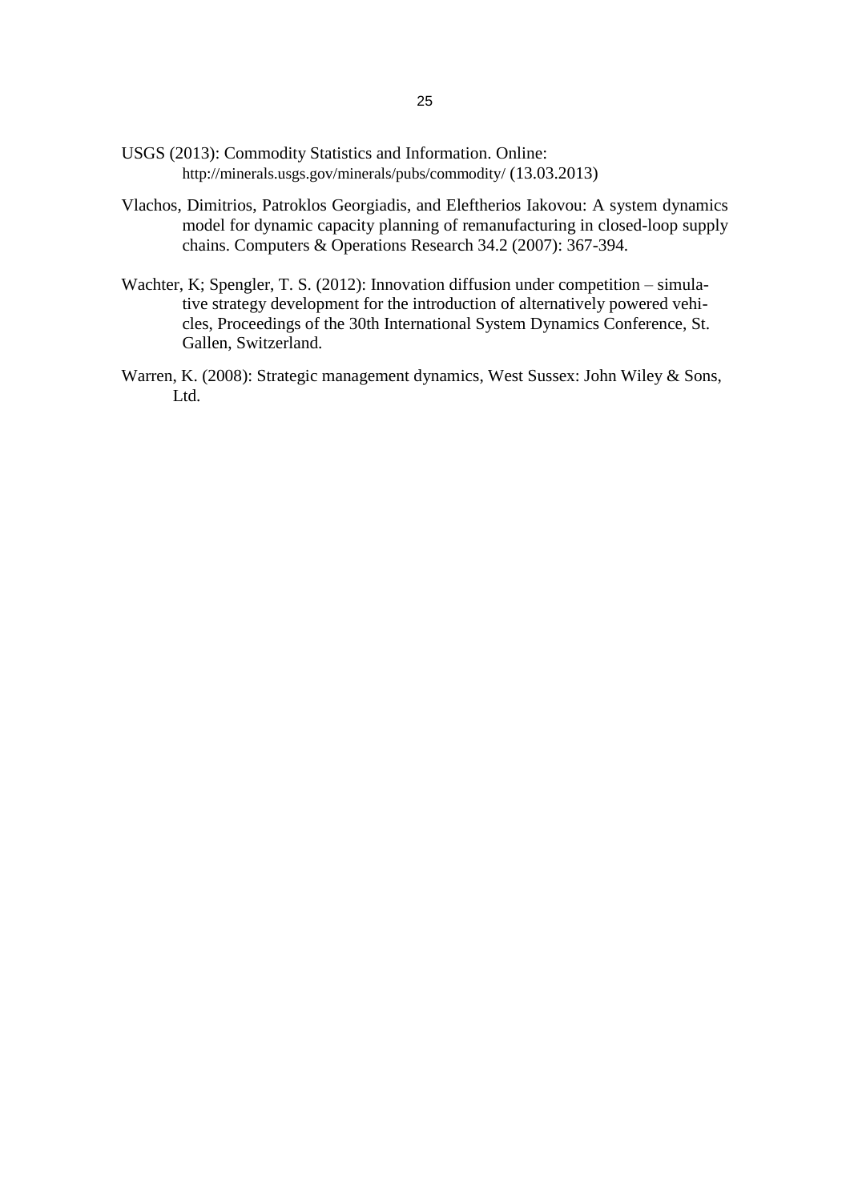USGS (2013): Commodity Statistics and Information. Online: http://minerals.usgs.gov/minerals/pubs/commodity/ (13.03.2013)

Vlachos, Dimitrios, Patroklos Georgiadis, and Eleftherios Iakovou: A system dynamics model for dynamic capacity planning of remanufacturing in closed-loop supply chains. Computers & Operations Research 34.2 (2007): 367-394.

Wachter, K; Spengler, T. S. (2012): Innovation diffusion under competition – simulative strategy development for the introduction of alternatively powered vehicles, Proceedings of the 30th International System Dynamics Conference, St. Gallen, Switzerland.

Warren, K. (2008): Strategic management dynamics, West Sussex: John Wiley & Sons, Ltd.